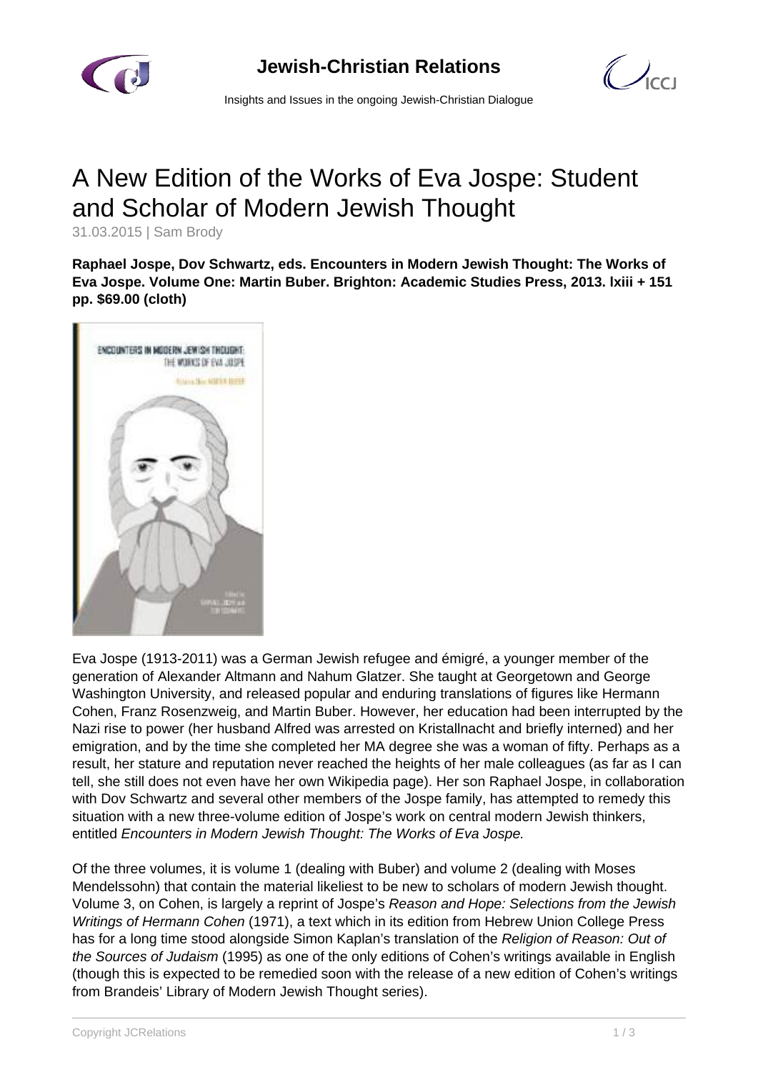# A New Edition of the Works of Eva Jospe: Student and Scholar of Modern Jewish Thought

31.03.2015 | Sam Brody

**Raphael Jospe, Dov Schwartz, eds. Encounters in Modern Jewish Thought: The Works of Eva Jospe. Volume One: Martin Buber. Brighton: Academic Studies Press, 2013. lxiii + 151 pp. $69.00 (cloth)**

Eva Jospe (1913-2011) was a German Jewish refugee and émigré, a younger member of the generation of Alexander Altmann and Nahum Glatzer. She taught at Georgetown and George Washington University, and released popular and enduring translations of figures like Hermann Cohen, Franz Rosenzweig, and Martin Buber. However, her education had been interrupted by the Nazi rise to power (her husband Alfred was arrested on Kristallnacht and briefly interned) and her emigration, and by the time she completed her MA degree she was a woman of fifty. Perhaps as a result, her stature and reputation never reached the heights of her male colleagues (as far as I can tell, she still does not even have her own Wikipedia page). Her son Raphael Jospe, in collaboration with Dov Schwartz and several other members of the Jospe family, has attempted to remedy this situation with a new three-volume edition of Jospe's work on central modern Jewish thinkers, entitled *Encounters in Modern Jewish Thought: The Works of Eva Jospe.*

Of the three volumes, it is volume 1 (dealing with Buber) and volume 2 (dealing with Moses Mendelssohn) that contain the material likeliest to be new to scholars of modern Jewish thought. Volume 3, on Cohen, is largely a reprint of Jospe's *Reason and Hope: Selections from the Jewish Writings of Hermann Cohen* (1971), a text which in its edition from Hebrew Union College Press has for a long time stood alongside Simon Kaplan's translation of the *Religion of Reason: Out of the Sources of Judaism* (1995) as one of the only editions of Cohen's writings available in English (though this is expected to be remedied soon with the release of a new edition of Cohen's writings from Brandeis' Library of Modern Jewish Thought series).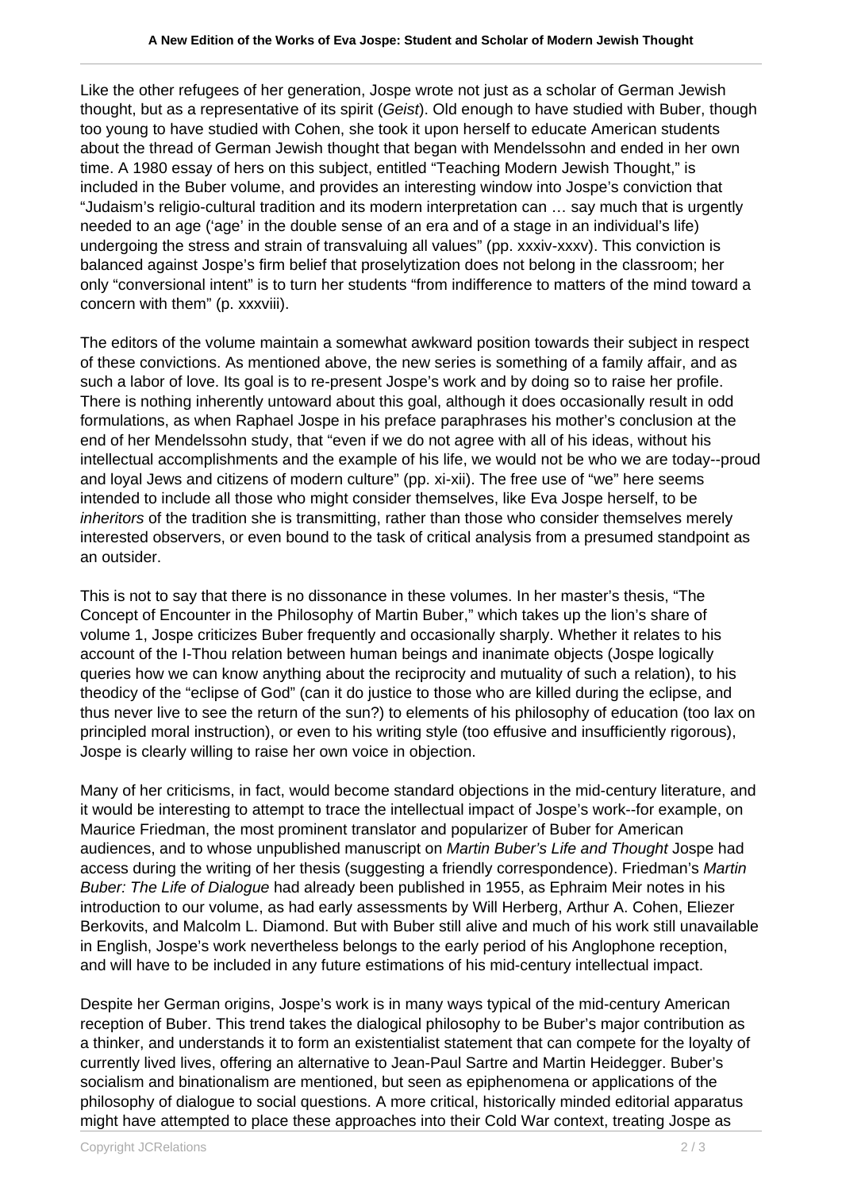Like the other refugees of her generation, Jospe wrote not just as a scholar of German Jewish thought, but as a representative of its spirit (*Geist*). Old enough to have studied with Buber, though too young to have studied with Cohen, she took it upon herself to educate American students about the thread of German Jewish thought that began with Mendelssohn and ended in her own time. A 1980 essay of hers on this subject, entitled "Teaching Modern Jewish Thought," is included in the Buber volume, and provides an interesting window into Jospe's conviction that "Judaism's religio-cultural tradition and its modern interpretation can … say much that is urgently needed to an age ('age' in the double sense of an era and of a stage in an individual's life) undergoing the stress and strain of transvaluing all values" (pp. xxxiv-xxxv). This conviction is balanced against Jospe's firm belief that proselytization does not belong in the classroom; her only "conversional intent" is to turn her students "from indifference to matters of the mind toward a concern with them" (p. xxxviii).

The editors of the volume maintain a somewhat awkward position towards their subject in respect of these convictions. As mentioned above, the new series is something of a family affair, and as such a labor of love. Its goal is to re-present Jospe's work and by doing so to raise her profile. There is nothing inherently untoward about this goal, although it does occasionally result in odd formulations, as when Raphael Jospe in his preface paraphrases his mother's conclusion at the end of her Mendelssohn study, that "even if we do not agree with all of his ideas, without his intellectual accomplishments and the example of his life, we would not be who we are today--proud and loyal Jews and citizens of modern culture" (pp. xi-xii). The free use of "we" here seems intended to include all those who might consider themselves, like Eva Jospe herself, to be *inheritors* of the tradition she is transmitting, rather than those who consider themselves merely interested observers, or even bound to the task of critical analysis from a presumed standpoint as an outsider.

This is not to say that there is no dissonance in these volumes. In her master's thesis, "The Concept of Encounter in the Philosophy of Martin Buber," which takes up the lion's share of volume 1, Jospe criticizes Buber frequently and occasionally sharply. Whether it relates to his account of the I-Thou relation between human beings and inanimate objects (Jospe logically queries how we can know anything about the reciprocity and mutuality of such a relation), to his theodicy of the "eclipse of God" (can it do justice to those who are killed during the eclipse, and thus never live to see the return of the sun?) to elements of his philosophy of education (too lax on principled moral instruction), or even to his writing style (too effusive and insufficiently rigorous), Jospe is clearly willing to raise her own voice in objection.

Many of her criticisms, in fact, would become standard objections in the mid-century literature, and it would be interesting to attempt to trace the intellectual impact of Jospe's work--for example, on Maurice Friedman, the most prominent translator and popularizer of Buber for American audiences, and to whose unpublished manuscript on *Martin Buber's Life and Thought* Jospe had access during the writing of her thesis (suggesting a friendly correspondence). Friedman's *Martin Buber: The Life of Dialogue* had already been published in 1955, as Ephraim Meir notes in his introduction to our volume, as had early assessments by Will Herberg, Arthur A. Cohen, Eliezer Berkovits, and Malcolm L. Diamond. But with Buber still alive and much of his work still unavailable in English, Jospe's work nevertheless belongs to the early period of his Anglophone reception, and will have to be included in any future estimations of his mid-century intellectual impact.

Despite her German origins, Jospe's work is in many ways typical of the mid-century American reception of Buber. This trend takes the dialogical philosophy to be Buber's major contribution as a thinker, and understands it to form an existentialist statement that can compete for the loyalty of currently lived lives, offering an alternative to Jean-Paul Sartre and Martin Heidegger. Buber's socialism and binationalism are mentioned, but seen as epiphenomena or applications of the philosophy of dialogue to social questions. A more critical, historically minded editorial apparatus might have attempted to place these approaches into their Cold War context, treating Jospe as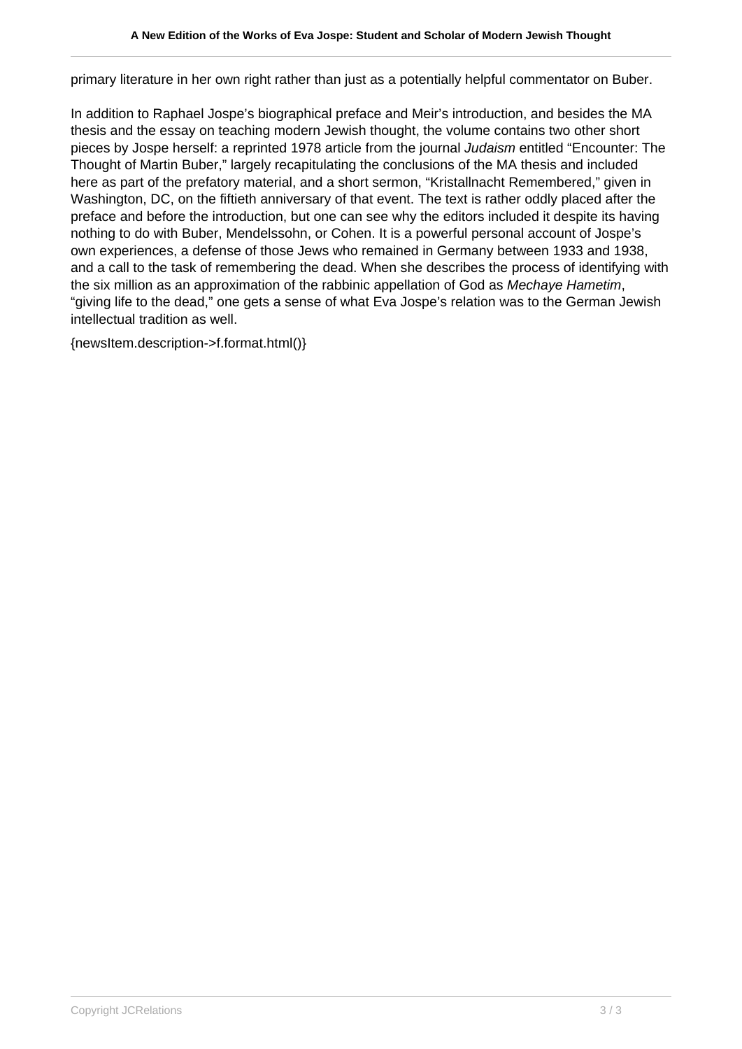primary literature in her own right rather than just as a potentially helpful commentator on Buber.

In addition to Raphael Jospe's biographical preface and Meir's introduction, and besides the MA thesis and the essay on teaching modern Jewish thought, the volume contains two other short pieces by Jospe herself: a reprinted 1978 article from the journal *Judaism* entitled "Encounter: The Thought of Martin Buber," largely recapitulating the conclusions of the MA thesis and included here as part of the prefatory material, and a short sermon, "Kristallnacht Remembered," given in Washington, DC, on the fiftieth anniversary of that event. The text is rather oddly placed after the preface and before the introduction, but one can see why the editors included it despite its having nothing to do with Buber, Mendelssohn, or Cohen. It is a powerful personal account of Jospe's own experiences, a defense of those Jews who remained in Germany between 1933 and 1938, and a call to the task of remembering the dead. When she describes the process of identifying with the six million as an approximation of the rabbinic appellation of God as *Mechaye Hametim*, "giving life to the dead," one gets a sense of what Eva Jospe's relation was to the German Jewish intellectual tradition as well.

{newsItem.description->f.format.html()}